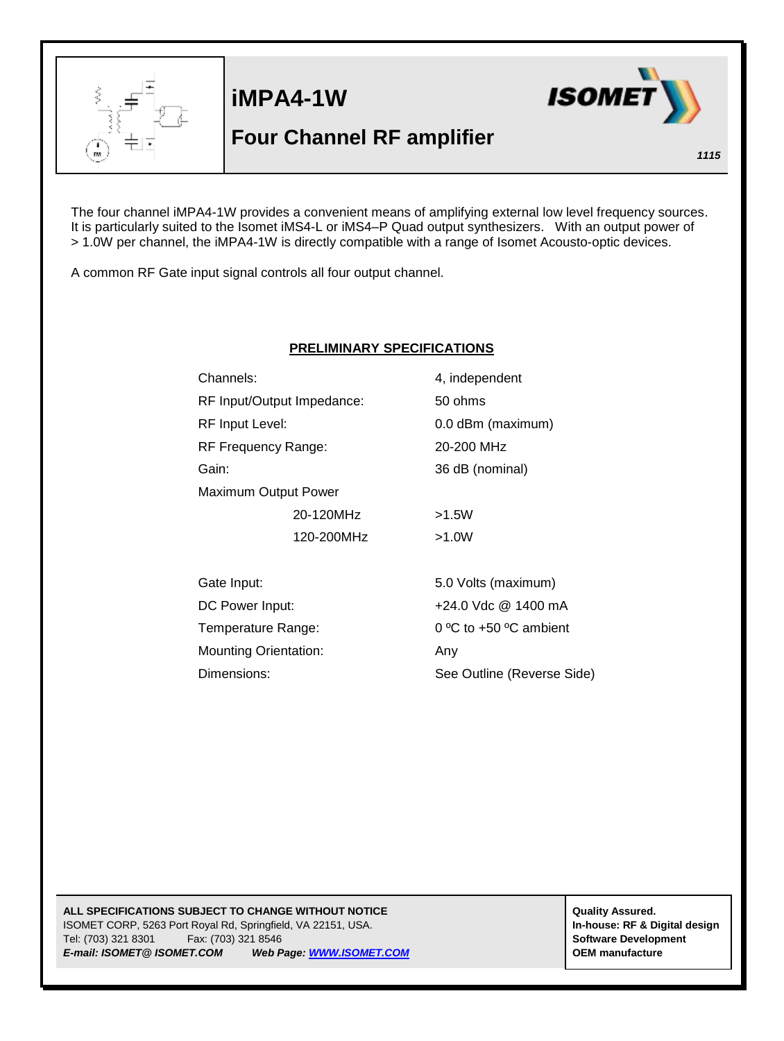# iMPA4-1W

## Four Channel RF amplifier

1115

The four channel iMPA4-1W provides a convenient means of amplifying external low level frequency sources. It is particularly suited to the Isomet iMS4-L or iMS4–P Quad output synthesizers. With an output power of > 1.0W per channel, the iMPA4-1W is directly compatible with a range of Isomet Acousto-optic devices.

A common RF Gate input signal controls all four output channel.

**PRELIMINARY SPECIFICATIONS**

| | |
|---|---|
| Channels: | 4, independent |
| RF Input/Output Impedance: | 50 ohms |
| RF Input Level: | 0.0 dBm (maximum) |
| RF Frequency Range: | 20-200 MHz |
| Gain: | 36 dB (nominal) |
| Maximum Output Power | |
| 20-120MHz | >1.5W |
| 120-200MHz | >1.0W |
| Gate Input: | 5.0 Volts (maximum) |
| DC Power Input: | +24.0 Vdc @ 1400 mA |
| Temperature Range: | 0 ºC to +50 ºC ambient |
| Mounting Orientation: | Any |
| Dimensions: | See Outline (Reverse Side) |

**ALL SPECIFICATIONS SUBJECT TO CHANGE WITHOUT NOTICE**
ISOMET CORP, 5263 Port Royal Rd, Springfield, VA 22151, USA.
Tel: (703) 321 8301 Fax: (703) 321 8546
***E-mail: ISOMET@ ISOMET.COM*** ***Web Page: WWW.ISOMET.COM***

**Quality Assured.**
**In-house: RF & Digital design**
**Software Development**
**OEM manufacture**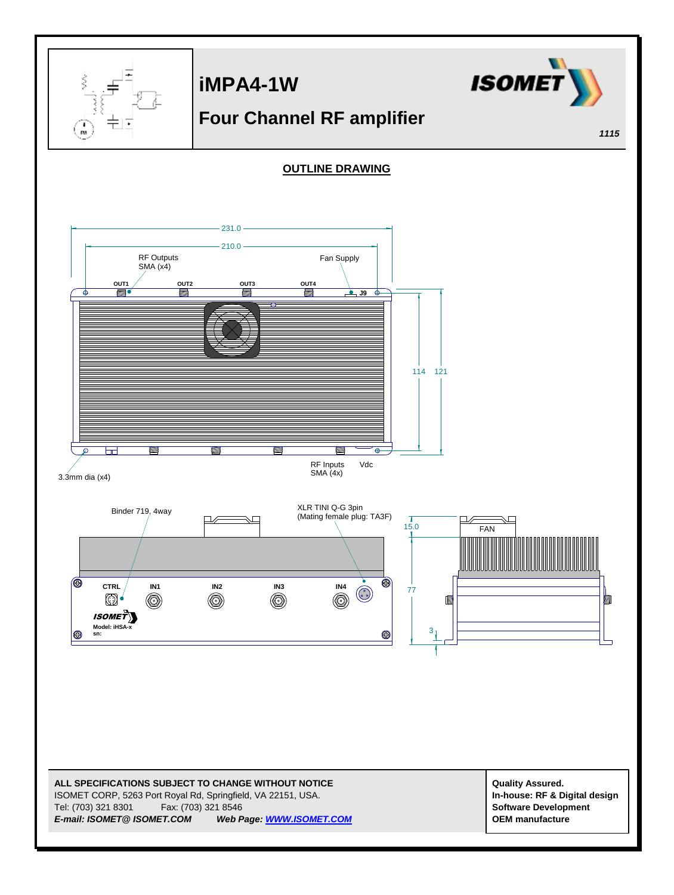# iMPA4-1W

## Four Channel RF amplifier

*1115*

**OUTLINE DRAWING**

231.0
210.0
RF Outputs
SMA (x4)
Fan Supply
OUT1
OUT2
OUT3
OUT4
J9
114
121
3.3mm dia (x4)
RF Inputs
SMA (4x)
Vdc

Binder 719, 4way
XLR TINI Q-G 3pin
(Mating female plug: TA3F)
15.0
FAN
77
3
CTRL
IN1
IN2
IN3
IN4
ISOMET
Model: iHSA-x
sn:

**ALL SPECIFICATIONS SUBJECT TO CHANGE WITHOUT NOTICE**
ISOMET CORP, 5263 Port Royal Rd, Springfield, VA 22151, USA.
Tel: (703) 321 8301 Fax: (703) 321 8546
***E-mail: ISOMET@ ISOMET.COM*** ***Web Page: WWW.ISOMET.COM***

**Quality Assured.**
**In-house: RF & Digital design**
**Software Development**
**OEM manufacture**